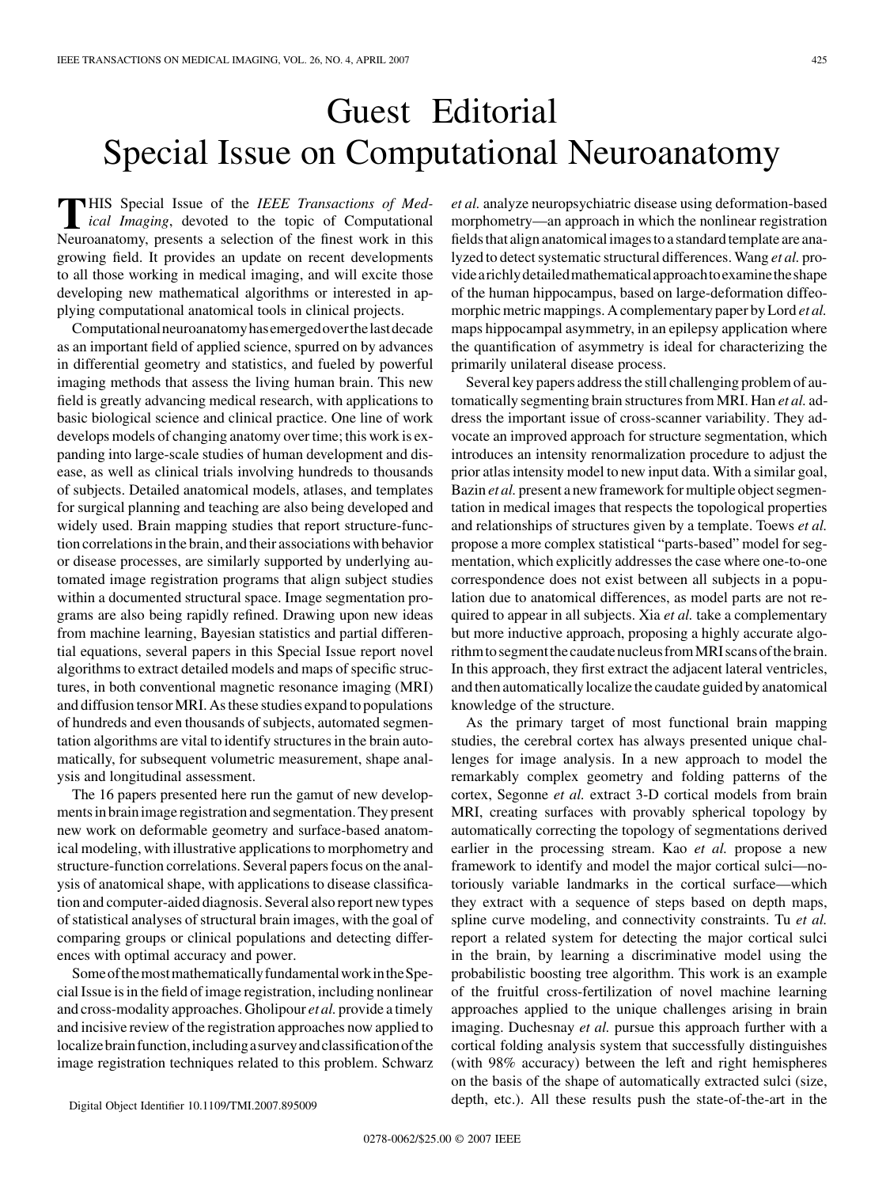# Guest Editorial
# Special Issue on Computational Neuroanatomy

THIS Special Issue of the *IEEE Transactions of Medical Imaging*, devoted to the topic of Computational Neuroanatomy, presents a selection of the finest work in this growing field. It provides an update on recent developments to all those working in medical imaging, and will excite those developing new mathematical algorithms or interested in applying computational anatomical tools in clinical projects.

Computational neuroanatomy has emerged over the last decade as an important field of applied science, spurred on by advances in differential geometry and statistics, and fueled by powerful imaging methods that assess the living human brain. This new field is greatly advancing medical research, with applications to basic biological science and clinical practice. One line of work develops models of changing anatomy over time; this work is expanding into large-scale studies of human development and disease, as well as clinical trials involving hundreds to thousands of subjects. Detailed anatomical models, atlases, and templates for surgical planning and teaching are also being developed and widely used. Brain mapping studies that report structure-function correlations in the brain, and their associations with behavior or disease processes, are similarly supported by underlying automated image registration programs that align subject studies within a documented structural space. Image segmentation programs are also being rapidly refined. Drawing upon new ideas from machine learning, Bayesian statistics and partial differential equations, several papers in this Special Issue report novel algorithms to extract detailed models and maps of specific structures, in both conventional magnetic resonance imaging (MRI) and diffusion tensor MRI. As these studies expand to populations of hundreds and even thousands of subjects, automated segmentation algorithms are vital to identify structures in the brain automatically, for subsequent volumetric measurement, shape analysis and longitudinal assessment.

The 16 papers presented here run the gamut of new developments in brain image registration and segmentation. They present new work on deformable geometry and surface-based anatomical modeling, with illustrative applications to morphometry and structure-function correlations. Several papers focus on the analysis of anatomical shape, with applications to disease classification and computer-aided diagnosis. Several also report new types of statistical analyses of structural brain images, with the goal of comparing groups or clinical populations and detecting differences with optimal accuracy and power.

Some of the most mathematically fundamental work in the Special Issue is in the field of image registration, including nonlinear and cross-modality approaches. Gholipour *et al.* provide a timely and incisive review of the registration approaches now applied to localize brain function, including a survey and classification of the image registration techniques related to this problem. Schwarz *et al.* analyze neuropsychiatric disease using deformation-based morphometry—an approach in which the nonlinear registration fields that align anatomical images to a standard template are analyzed to detect systematic structural differences. Wang *et al.* provide a richly detailed mathematical approach to examine the shape of the human hippocampus, based on large-deformation diffeomorphic metric mappings. A complementary paper by Lord *et al.* maps hippocampal asymmetry, in an epilepsy application where the quantification of asymmetry is ideal for characterizing the primarily unilateral disease process.

Several key papers address the still challenging problem of automatically segmenting brain structures from MRI. Han *et al.* address the important issue of cross-scanner variability. They advocate an improved approach for structure segmentation, which introduces an intensity renormalization procedure to adjust the prior atlas intensity model to new input data. With a similar goal, Bazin *et al.* present a new framework for multiple object segmentation in medical images that respects the topological properties and relationships of structures given by a template. Toews *et al.* propose a more complex statistical "parts-based" model for segmentation, which explicitly addresses the case where one-to-one correspondence does not exist between all subjects in a population due to anatomical differences, as model parts are not required to appear in all subjects. Xia *et al.* take a complementary but more inductive approach, proposing a highly accurate algorithm to segment the caudate nucleus from MRI scans of the brain. In this approach, they first extract the adjacent lateral ventricles, and then automatically localize the caudate guided by anatomical knowledge of the structure.

As the primary target of most functional brain mapping studies, the cerebral cortex has always presented unique challenges for image analysis. In a new approach to model the remarkably complex geometry and folding patterns of the cortex, Segonne *et al.* extract 3-D cortical models from brain MRI, creating surfaces with provably spherical topology by automatically correcting the topology of segmentations derived earlier in the processing stream. Kao *et al.* propose a new framework to identify and model the major cortical sulci—notoriously variable landmarks in the cortical surface—which they extract with a sequence of steps based on depth maps, spline curve modeling, and connectivity constraints. Tu *et al.* report a related system for detecting the major cortical sulci in the brain, by learning a discriminative model using the probabilistic boosting tree algorithm. This work is an example of the fruitful cross-fertilization of novel machine learning approaches applied to the unique challenges arising in brain imaging. Duchesnay *et al.* pursue this approach further with a cortical folding analysis system that successfully distinguishes (with 98% accuracy) between the left and right hemispheres on the basis of the shape of automatically extracted sulci (size, depth, etc.). All these results push the state-of-the-art in the

Digital Object Identifier 10.1109/TMI.2007.895009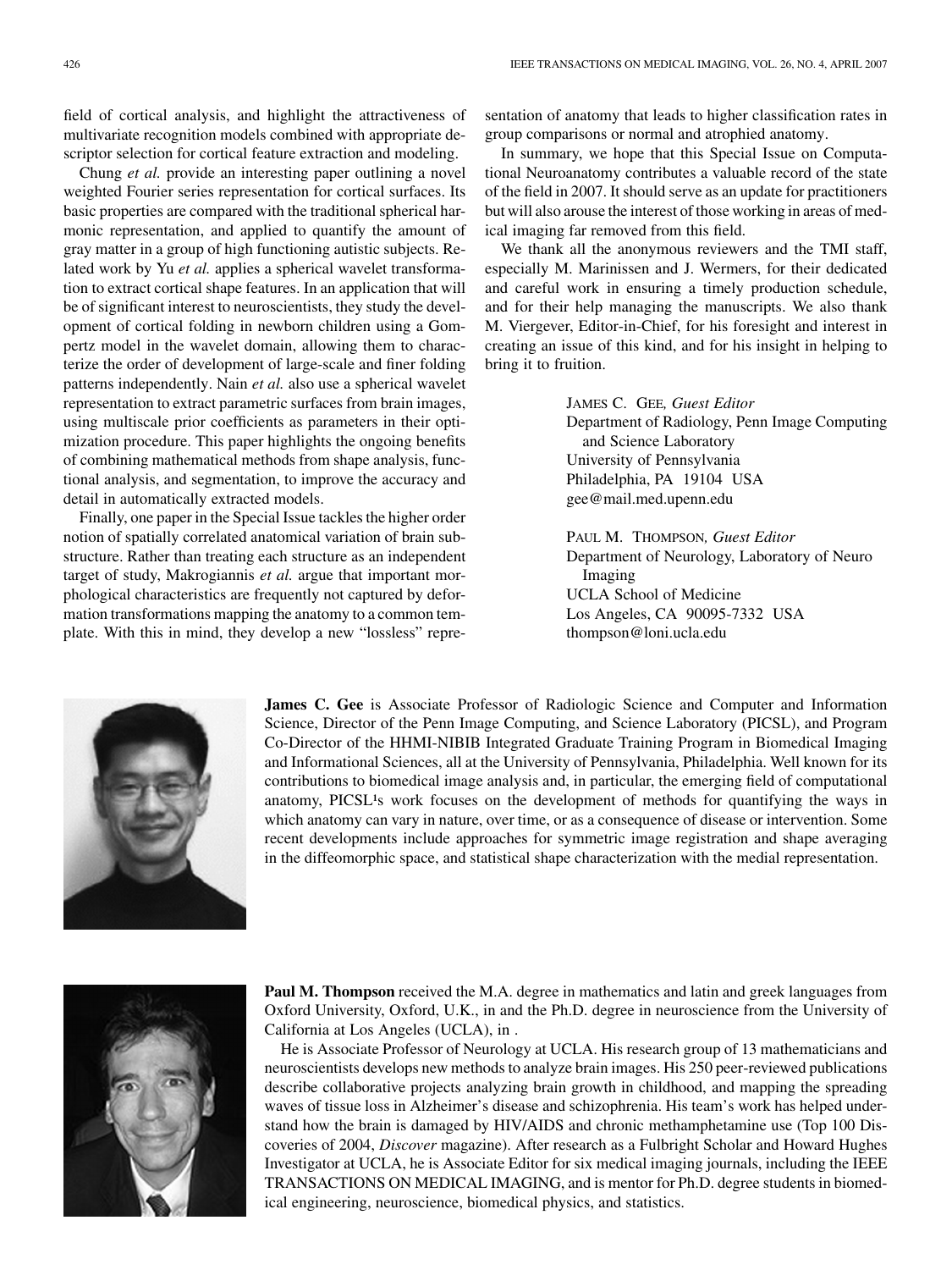field of cortical analysis, and highlight the attractiveness of multivariate recognition models combined with appropriate descriptor selection for cortical feature extraction and modeling.

Chung *et al.* provide an interesting paper outlining a novel weighted Fourier series representation for cortical surfaces. Its basic properties are compared with the traditional spherical harmonic representation, and applied to quantify the amount of gray matter in a group of high functioning autistic subjects. Related work by Yu *et al.* applies a spherical wavelet transformation to extract cortical shape features. In an application that will be of significant interest to neuroscientists, they study the development of cortical folding in newborn children using a Gompertz model in the wavelet domain, allowing them to characterize the order of development of large-scale and finer folding patterns independently. Nain *et al.* also use a spherical wavelet representation to extract parametric surfaces from brain images, using multiscale prior coefficients as parameters in their optimization procedure. This paper highlights the ongoing benefits of combining mathematical methods from shape analysis, functional analysis, and segmentation, to improve the accuracy and detail in automatically extracted models.

Finally, one paper in the Special Issue tackles the higher order notion of spatially correlated anatomical variation of brain substructure. Rather than treating each structure as an independent target of study, Makrogiannis *et al.* argue that important morphological characteristics are frequently not captured by deformation transformations mapping the anatomy to a common template. With this in mind, they develop a new "lossless" representation of anatomy that leads to higher classification rates in group comparisons or normal and atrophied anatomy.

In summary, we hope that this Special Issue on Computational Neuroanatomy contributes a valuable record of the state of the field in 2007. It should serve as an update for practitioners but will also arouse the interest of those working in areas of medical imaging far removed from this field.

We thank all the anonymous reviewers and the TMI staff, especially M. Marinissen and J. Wermers, for their dedicated and careful work in ensuring a timely production schedule, and for their help managing the manuscripts. We also thank M. Viergever, Editor-in-Chief, for his foresight and interest in creating an issue of this kind, and for his insight in helping to bring it to fruition.

JAMES C. GEE, *Guest Editor*
Department of Radiology, Penn Image Computing and Science Laboratory
University of Pennsylvania
Philadelphia, PA 19104 USA
gee@mail.med.upenn.edu

PAUL M. THOMPSON, *Guest Editor*
Department of Neurology, Laboratory of Neuro Imaging
UCLA School of Medicine
Los Angeles, CA 90095-7332 USA
thompson@loni.ucla.edu

**James C. Gee** is Associate Professor of Radiologic Science and Computer and Information Science, Director of the Penn Image Computing, and Science Laboratory (PICSL), and Program Co-Director of the HHMI-NIBIB Integrated Graduate Training Program in Biomedical Imaging and Informational Sciences, all at the University of Pennsylvania, Philadelphia. Well known for its contributions to biomedical image analysis and, in particular, the emerging field of computational anatomy, PICSL's work focuses on the development of methods for quantifying the ways in which anatomy can vary in nature, over time, or as a consequence of disease or intervention. Some recent developments include approaches for symmetric image registration and shape averaging in the diffeomorphic space, and statistical shape characterization with the medial representation.

**Paul M. Thompson** received the M.A. degree in mathematics and latin and greek languages from Oxford University, Oxford, U.K., in and the Ph.D. degree in neuroscience from the University of California at Los Angeles (UCLA), in .

He is Associate Professor of Neurology at UCLA. His research group of 13 mathematicians and neuroscientists develops new methods to analyze brain images. His 250 peer-reviewed publications describe collaborative projects analyzing brain growth in childhood, and mapping the spreading waves of tissue loss in Alzheimer's disease and schizophrenia. His team's work has helped understand how the brain is damaged by HIV/AIDS and chronic methamphetamine use (Top 100 Discoveries of 2004, *Discover* magazine). After research as a Fulbright Scholar and Howard Hughes Investigator at UCLA, he is Associate Editor for six medical imaging journals, including the IEEE TRANSACTIONS ON MEDICAL IMAGING, and is mentor for Ph.D. degree students in biomedical engineering, neuroscience, biomedical physics, and statistics.